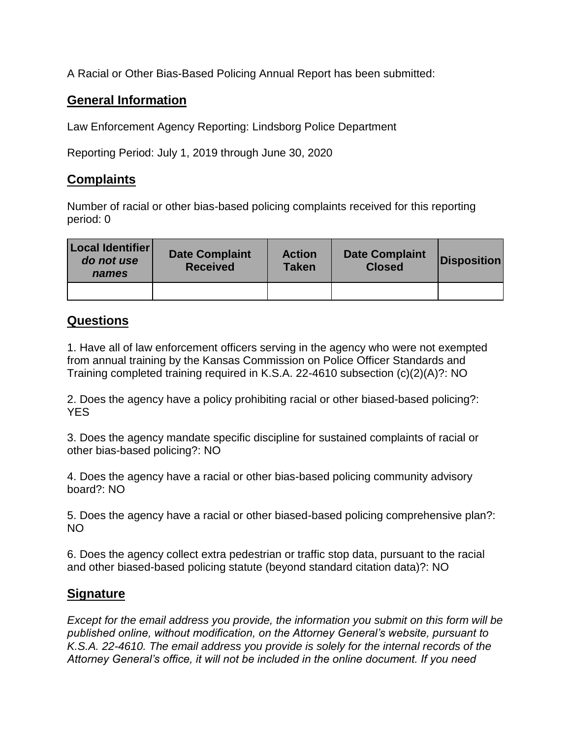A Racial or Other Bias-Based Policing Annual Report has been submitted:

## General Information

Law Enforcement Agency Reporting: Lindsborg Police Department

Reporting Period: July 1, 2019 through June 30, 2020

## Complaints

Number of racial or other bias-based policing complaints received for this reporting period: 0

| Local Identifier *do not use names* | Date Complaint Received | Action Taken | Date Complaint Closed | Disposition |
|---|---|---|---|---|
| | | | | |

## Questions

1. Have all of law enforcement officers serving in the agency who were not exempted from annual training by the Kansas Commission on Police Officer Standards and Training completed training required in K.S.A. 22-4610 subsection (c)(2)(A)?: NO

2. Does the agency have a policy prohibiting racial or other biased-based policing?: YES

3. Does the agency mandate specific discipline for sustained complaints of racial or other bias-based policing?: NO

4. Does the agency have a racial or other bias-based policing community advisory board?: NO

5. Does the agency have a racial or other biased-based policing comprehensive plan?: NO

6. Does the agency collect extra pedestrian or traffic stop data, pursuant to the racial and other biased-based policing statute (beyond standard citation data)?: NO

## Signature

*Except for the email address you provide, the information you submit on this form will be published online, without modification, on the Attorney General's website, pursuant to K.S.A. 22-4610. The email address you provide is solely for the internal records of the Attorney General's office, it will not be included in the online document. If you need*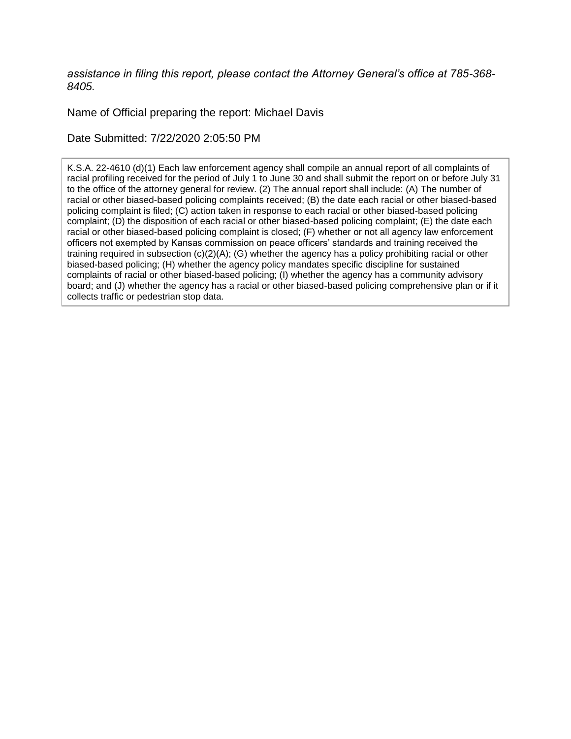*assistance in filing this report, please contact the Attorney General's office at 785-368-8405.*

Name of Official preparing the report: Michael Davis

Date Submitted: 7/22/2020 2:05:50 PM

K.S.A. 22-4610 (d)(1) Each law enforcement agency shall compile an annual report of all complaints of racial profiling received for the period of July 1 to June 30 and shall submit the report on or before July 31 to the office of the attorney general for review. (2) The annual report shall include: (A) The number of racial or other biased-based policing complaints received; (B) the date each racial or other biased-based policing complaint is filed; (C) action taken in response to each racial or other biased-based policing complaint; (D) the disposition of each racial or other biased-based policing complaint; (E) the date each racial or other biased-based policing complaint is closed; (F) whether or not all agency law enforcement officers not exempted by Kansas commission on peace officers' standards and training received the training required in subsection (c)(2)(A); (G) whether the agency has a policy prohibiting racial or other biased-based policing; (H) whether the agency policy mandates specific discipline for sustained complaints of racial or other biased-based policing; (I) whether the agency has a community advisory board; and (J) whether the agency has a racial or other biased-based policing comprehensive plan or if it collects traffic or pedestrian stop data.